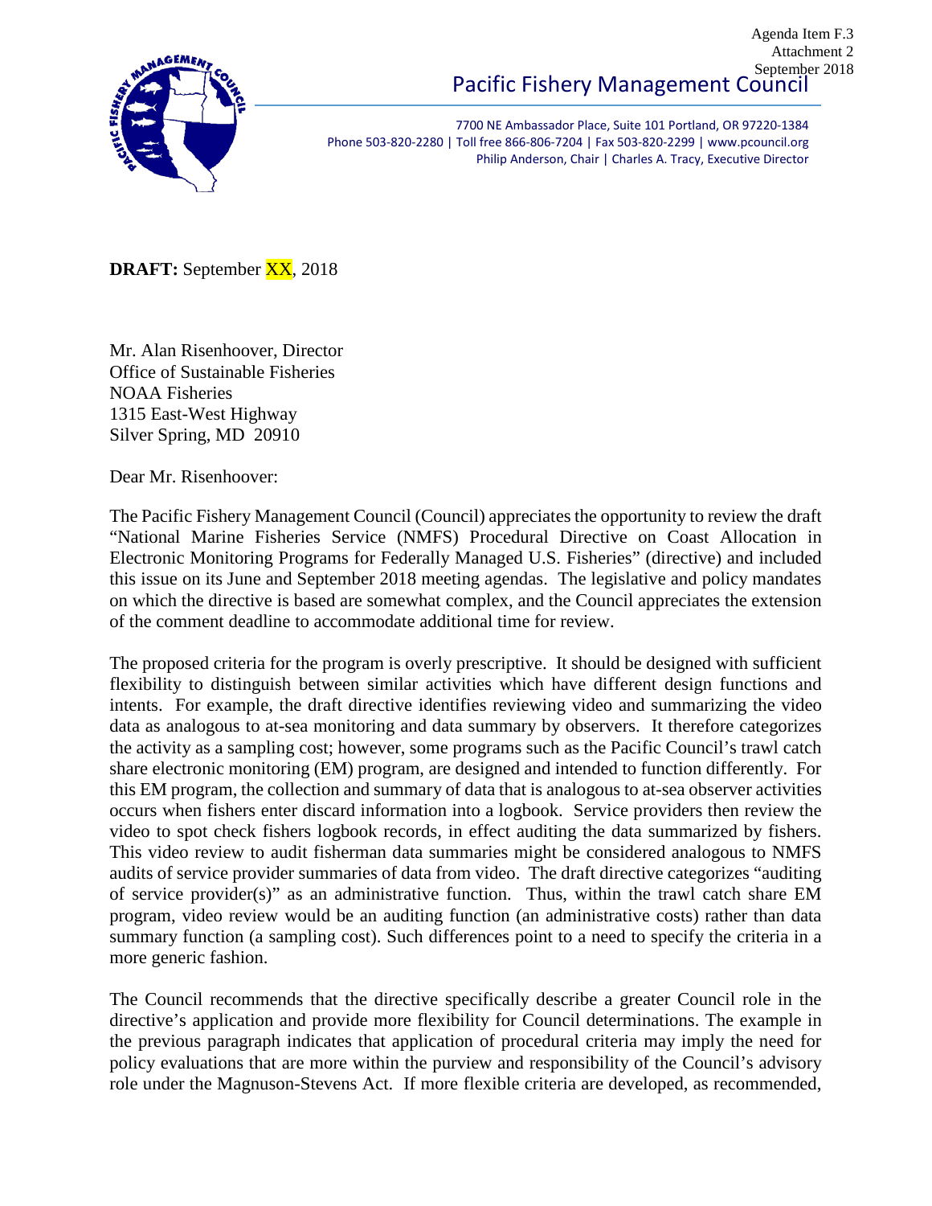Agenda Item F.3
Attachment 2
September 2018

Pacific Fishery Management Council

7700 NE Ambassador Place, Suite 101 Portland, OR 97220-1384
Phone 503-820-2280 | Toll free 866-806-7204 | Fax 503-820-2299 | www.pcouncil.org
Philip Anderson, Chair | Charles A. Tracy, Executive Director

**DRAFT:** September XX, 2018

Mr. Alan Risenhoover, Director
Office of Sustainable Fisheries
NOAA Fisheries
1315 East-West Highway
Silver Spring, MD 20910

Dear Mr. Risenhoover:

The Pacific Fishery Management Council (Council) appreciates the opportunity to review the draft "National Marine Fisheries Service (NMFS) Procedural Directive on Coast Allocation in Electronic Monitoring Programs for Federally Managed U.S. Fisheries" (directive) and included this issue on its June and September 2018 meeting agendas. The legislative and policy mandates on which the directive is based are somewhat complex, and the Council appreciates the extension of the comment deadline to accommodate additional time for review.

The proposed criteria for the program is overly prescriptive. It should be designed with sufficient flexibility to distinguish between similar activities which have different design functions and intents. For example, the draft directive identifies reviewing video and summarizing the video data as analogous to at-sea monitoring and data summary by observers. It therefore categorizes the activity as a sampling cost; however, some programs such as the Pacific Council's trawl catch share electronic monitoring (EM) program, are designed and intended to function differently. For this EM program, the collection and summary of data that is analogous to at-sea observer activities occurs when fishers enter discard information into a logbook. Service providers then review the video to spot check fishers logbook records, in effect auditing the data summarized by fishers. This video review to audit fisherman data summaries might be considered analogous to NMFS audits of service provider summaries of data from video. The draft directive categorizes "auditing of service provider(s)" as an administrative function. Thus, within the trawl catch share EM program, video review would be an auditing function (an administrative costs) rather than data summary function (a sampling cost). Such differences point to a need to specify the criteria in a more generic fashion.

The Council recommends that the directive specifically describe a greater Council role in the directive's application and provide more flexibility for Council determinations. The example in the previous paragraph indicates that application of procedural criteria may imply the need for policy evaluations that are more within the purview and responsibility of the Council's advisory role under the Magnuson-Stevens Act. If more flexible criteria are developed, as recommended,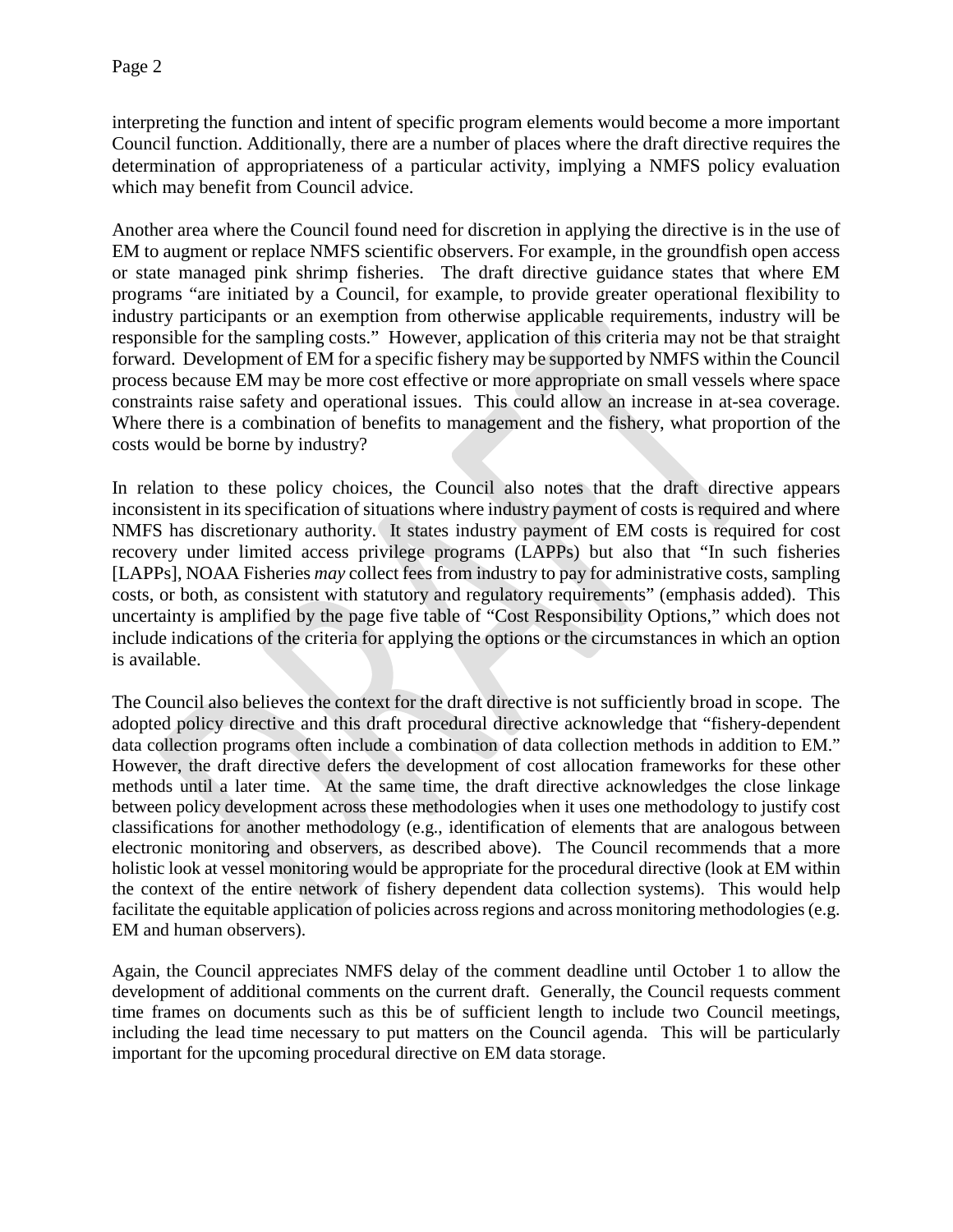interpreting the function and intent of specific program elements would become a more important Council function. Additionally, there are a number of places where the draft directive requires the determination of appropriateness of a particular activity, implying a NMFS policy evaluation which may benefit from Council advice.

Another area where the Council found need for discretion in applying the directive is in the use of EM to augment or replace NMFS scientific observers. For example, in the groundfish open access or state managed pink shrimp fisheries. The draft directive guidance states that where EM programs "are initiated by a Council, for example, to provide greater operational flexibility to industry participants or an exemption from otherwise applicable requirements, industry will be responsible for the sampling costs." However, application of this criteria may not be that straight forward. Development of EM for a specific fishery may be supported by NMFS within the Council process because EM may be more cost effective or more appropriate on small vessels where space constraints raise safety and operational issues. This could allow an increase in at-sea coverage. Where there is a combination of benefits to management and the fishery, what proportion of the costs would be borne by industry?

In relation to these policy choices, the Council also notes that the draft directive appears inconsistent in its specification of situations where industry payment of costs is required and where NMFS has discretionary authority. It states industry payment of EM costs is required for cost recovery under limited access privilege programs (LAPPs) but also that "In such fisheries [LAPPs], NOAA Fisheries *may* collect fees from industry to pay for administrative costs, sampling costs, or both, as consistent with statutory and regulatory requirements" (emphasis added). This uncertainty is amplified by the page five table of "Cost Responsibility Options," which does not include indications of the criteria for applying the options or the circumstances in which an option is available.

The Council also believes the context for the draft directive is not sufficiently broad in scope. The adopted policy directive and this draft procedural directive acknowledge that "fishery-dependent data collection programs often include a combination of data collection methods in addition to EM." However, the draft directive defers the development of cost allocation frameworks for these other methods until a later time. At the same time, the draft directive acknowledges the close linkage between policy development across these methodologies when it uses one methodology to justify cost classifications for another methodology (e.g., identification of elements that are analogous between electronic monitoring and observers, as described above). The Council recommends that a more holistic look at vessel monitoring would be appropriate for the procedural directive (look at EM within the context of the entire network of fishery dependent data collection systems). This would help facilitate the equitable application of policies across regions and across monitoring methodologies (e.g. EM and human observers).

Again, the Council appreciates NMFS delay of the comment deadline until October 1 to allow the development of additional comments on the current draft. Generally, the Council requests comment time frames on documents such as this be of sufficient length to include two Council meetings, including the lead time necessary to put matters on the Council agenda. This will be particularly important for the upcoming procedural directive on EM data storage.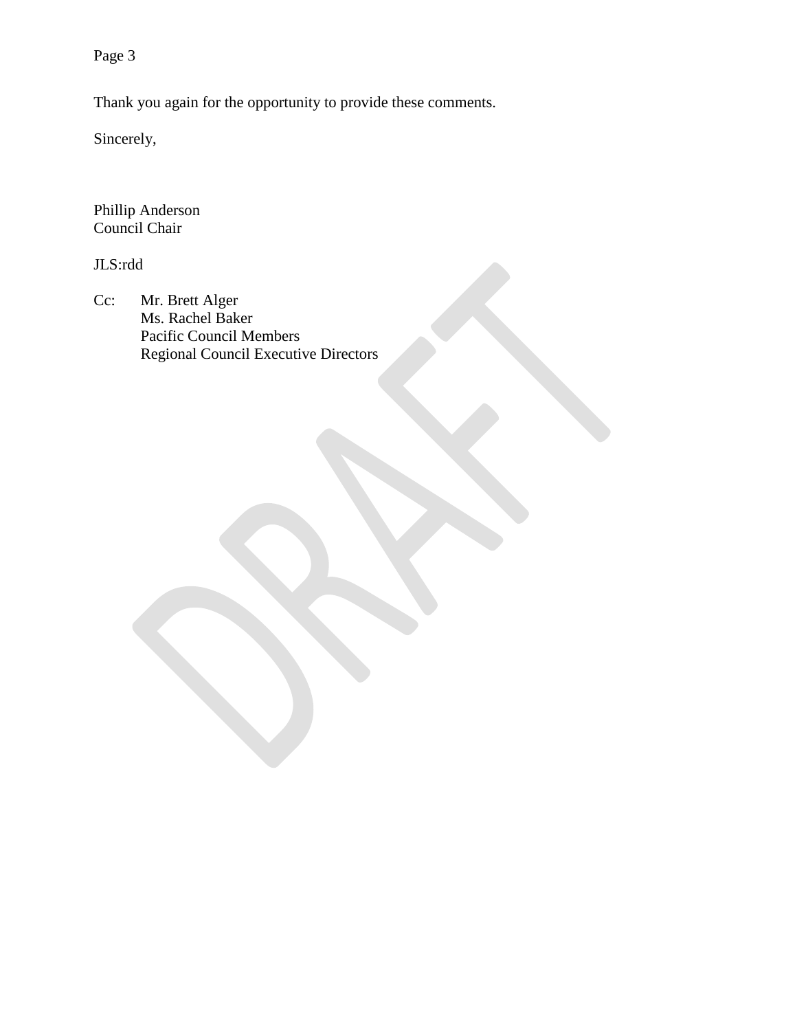Thank you again for the opportunity to provide these comments.

Sincerely,

Phillip Anderson
Council Chair

JLS:rdd

Cc: Mr. Brett Alger
Ms. Rachel Baker
Pacific Council Members
Regional Council Executive Directors